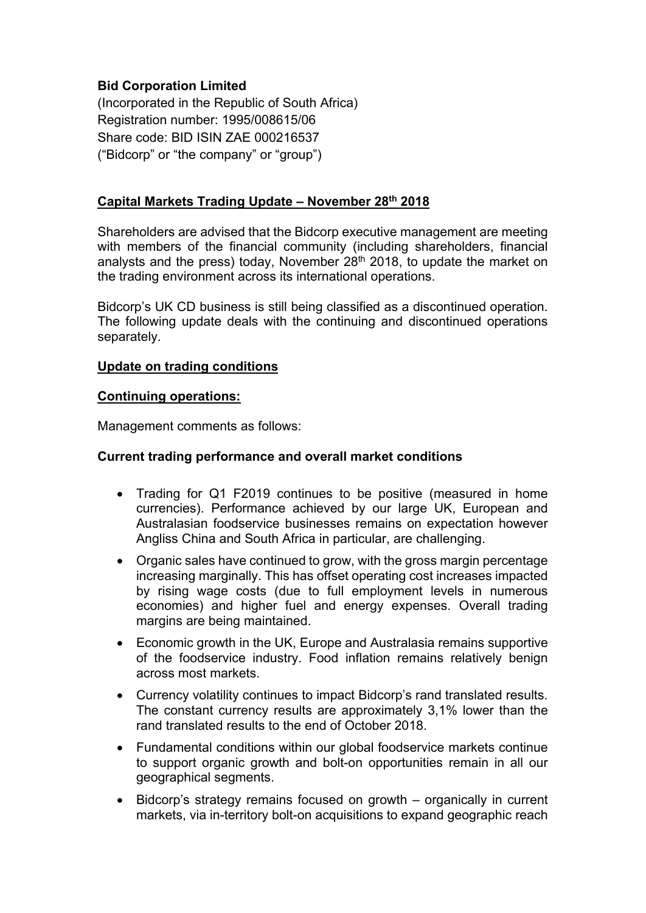**Bid Corporation Limited**

(Incorporated in the Republic of South Africa)
Registration number: 1995/008615/06
Share code: BID ISIN ZAE 000216537
("Bidcorp" or "the company" or "group")

## Capital Markets Trading Update – November 28th 2018

Shareholders are advised that the Bidcorp executive management are meeting with members of the financial community (including shareholders, financial analysts and the press) today, November 28th 2018, to update the market on the trading environment across its international operations.

Bidcorp's UK CD business is still being classified as a discontinued operation. The following update deals with the continuing and discontinued operations separately.

## Update on trading conditions

## Continuing operations:

Management comments as follows:

### Current trading performance and overall market conditions

- Trading for Q1 F2019 continues to be positive (measured in home currencies). Performance achieved by our large UK, European and Australasian foodservice businesses remains on expectation however Angliss China and South Africa in particular, are challenging.
- Organic sales have continued to grow, with the gross margin percentage increasing marginally. This has offset operating cost increases impacted by rising wage costs (due to full employment levels in numerous economies) and higher fuel and energy expenses. Overall trading margins are being maintained.
- Economic growth in the UK, Europe and Australasia remains supportive of the foodservice industry. Food inflation remains relatively benign across most markets.
- Currency volatility continues to impact Bidcorp's rand translated results. The constant currency results are approximately 3,1% lower than the rand translated results to the end of October 2018.
- Fundamental conditions within our global foodservice markets continue to support organic growth and bolt-on opportunities remain in all our geographical segments.
- Bidcorp's strategy remains focused on growth – organically in current markets, via in-territory bolt-on acquisitions to expand geographic reach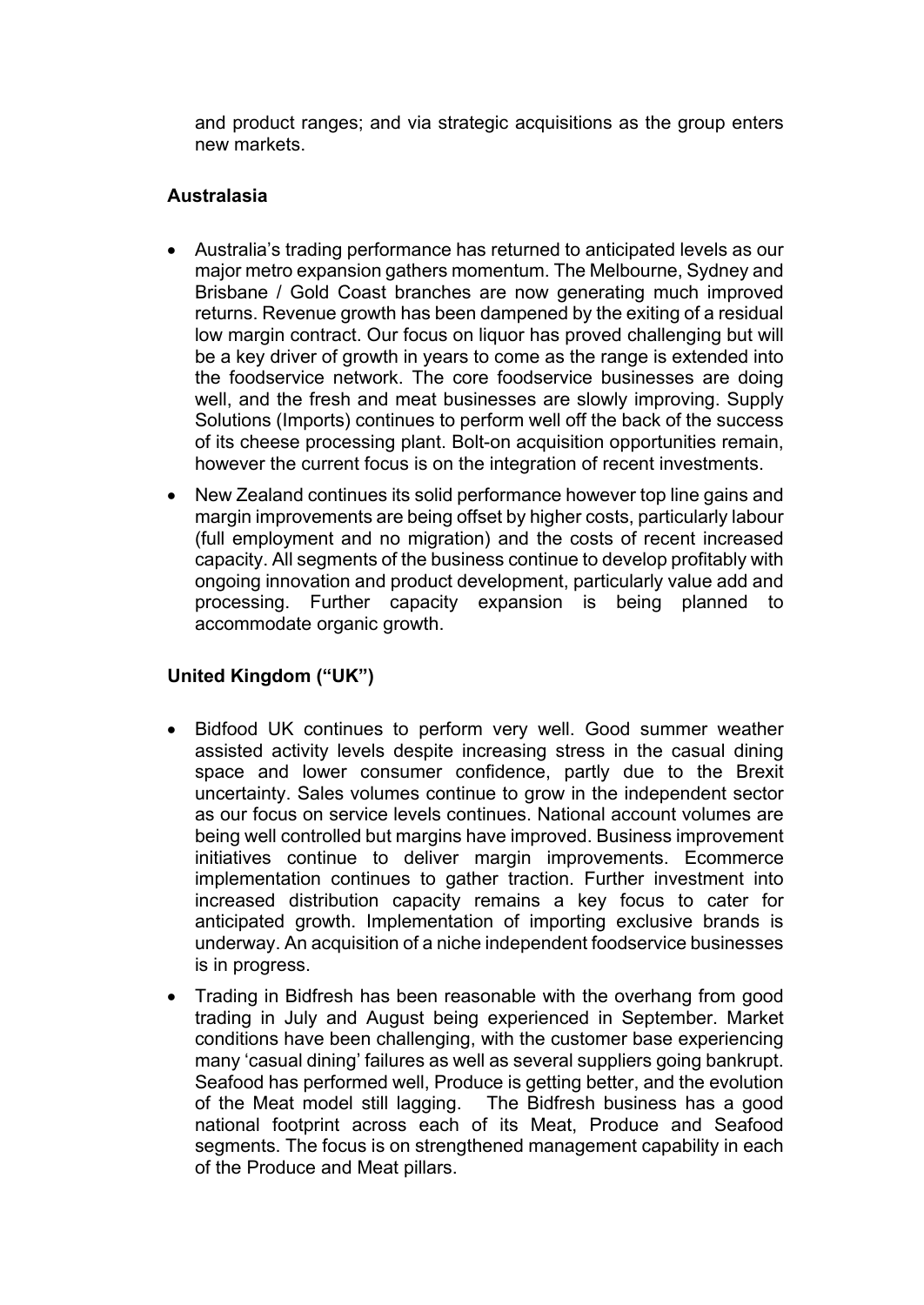and product ranges; and via strategic acquisitions as the group enters new markets.

**Australasia**

- Australia's trading performance has returned to anticipated levels as our major metro expansion gathers momentum. The Melbourne, Sydney and Brisbane / Gold Coast branches are now generating much improved returns. Revenue growth has been dampened by the exiting of a residual low margin contract. Our focus on liquor has proved challenging but will be a key driver of growth in years to come as the range is extended into the foodservice network. The core foodservice businesses are doing well, and the fresh and meat businesses are slowly improving. Supply Solutions (Imports) continues to perform well off the back of the success of its cheese processing plant. Bolt-on acquisition opportunities remain, however the current focus is on the integration of recent investments.
- New Zealand continues its solid performance however top line gains and margin improvements are being offset by higher costs, particularly labour (full employment and no migration) and the costs of recent increased capacity. All segments of the business continue to develop profitably with ongoing innovation and product development, particularly value add and processing. Further capacity expansion is being planned to accommodate organic growth.

**United Kingdom ("UK")**

- Bidfood UK continues to perform very well. Good summer weather assisted activity levels despite increasing stress in the casual dining space and lower consumer confidence, partly due to the Brexit uncertainty. Sales volumes continue to grow in the independent sector as our focus on service levels continues. National account volumes are being well controlled but margins have improved. Business improvement initiatives continue to deliver margin improvements. Ecommerce implementation continues to gather traction. Further investment into increased distribution capacity remains a key focus to cater for anticipated growth. Implementation of importing exclusive brands is underway. An acquisition of a niche independent foodservice businesses is in progress.
- Trading in Bidfresh has been reasonable with the overhang from good trading in July and August being experienced in September. Market conditions have been challenging, with the customer base experiencing many 'casual dining' failures as well as several suppliers going bankrupt. Seafood has performed well, Produce is getting better, and the evolution of the Meat model still lagging. The Bidfresh business has a good national footprint across each of its Meat, Produce and Seafood segments. The focus is on strengthened management capability in each of the Produce and Meat pillars.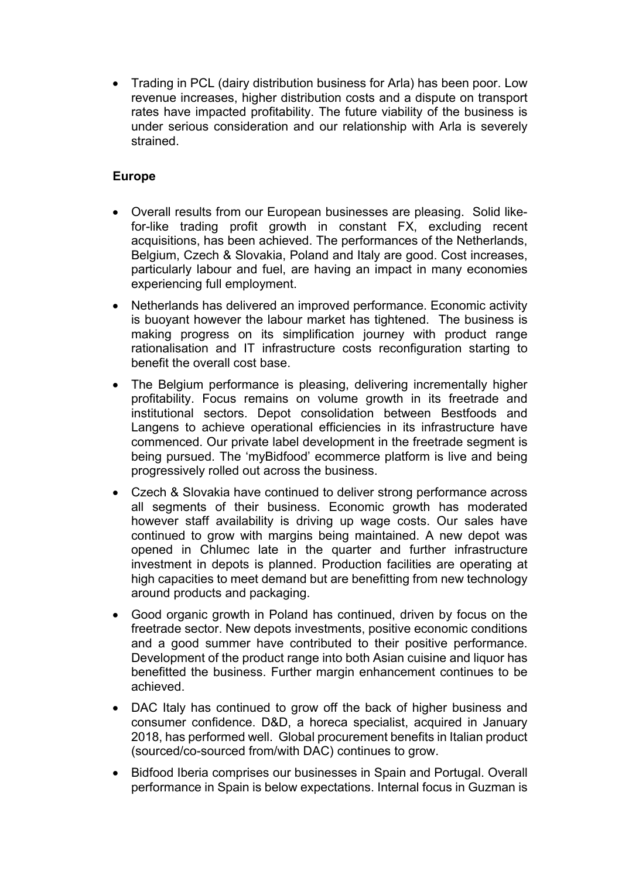- Trading in PCL (dairy distribution business for Arla) has been poor. Low revenue increases, higher distribution costs and a dispute on transport rates have impacted profitability. The future viability of the business is under serious consideration and our relationship with Arla is severely strained.

**Europe**

- Overall results from our European businesses are pleasing. Solid like-for-like trading profit growth in constant FX, excluding recent acquisitions, has been achieved. The performances of the Netherlands, Belgium, Czech & Slovakia, Poland and Italy are good. Cost increases, particularly labour and fuel, are having an impact in many economies experiencing full employment.
- Netherlands has delivered an improved performance. Economic activity is buoyant however the labour market has tightened. The business is making progress on its simplification journey with product range rationalisation and IT infrastructure costs reconfiguration starting to benefit the overall cost base.
- The Belgium performance is pleasing, delivering incrementally higher profitability. Focus remains on volume growth in its freetrade and institutional sectors. Depot consolidation between Bestfoods and Langens to achieve operational efficiencies in its infrastructure have commenced. Our private label development in the freetrade segment is being pursued. The 'myBidfood' ecommerce platform is live and being progressively rolled out across the business.
- Czech & Slovakia have continued to deliver strong performance across all segments of their business. Economic growth has moderated however staff availability is driving up wage costs. Our sales have continued to grow with margins being maintained. A new depot was opened in Chlumec late in the quarter and further infrastructure investment in depots is planned. Production facilities are operating at high capacities to meet demand but are benefitting from new technology around products and packaging.
- Good organic growth in Poland has continued, driven by focus on the freetrade sector. New depots investments, positive economic conditions and a good summer have contributed to their positive performance. Development of the product range into both Asian cuisine and liquor has benefitted the business. Further margin enhancement continues to be achieved.
- DAC Italy has continued to grow off the back of higher business and consumer confidence. D&D, a horeca specialist, acquired in January 2018, has performed well. Global procurement benefits in Italian product (sourced/co-sourced from/with DAC) continues to grow.
- Bidfood Iberia comprises our businesses in Spain and Portugal. Overall performance in Spain is below expectations. Internal focus in Guzman is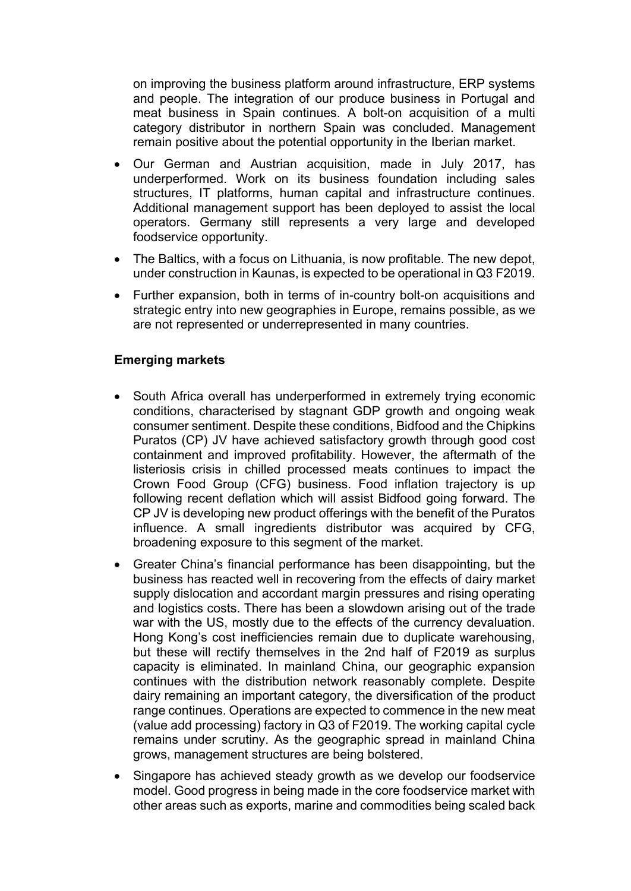on improving the business platform around infrastructure, ERP systems and people. The integration of our produce business in Portugal and meat business in Spain continues. A bolt-on acquisition of a multi category distributor in northern Spain was concluded. Management remain positive about the potential opportunity in the Iberian market.

- Our German and Austrian acquisition, made in July 2017, has underperformed. Work on its business foundation including sales structures, IT platforms, human capital and infrastructure continues. Additional management support has been deployed to assist the local operators. Germany still represents a very large and developed foodservice opportunity.
- The Baltics, with a focus on Lithuania, is now profitable. The new depot, under construction in Kaunas, is expected to be operational in Q3 F2019.
- Further expansion, both in terms of in-country bolt-on acquisitions and strategic entry into new geographies in Europe, remains possible, as we are not represented or underrepresented in many countries.

**Emerging markets**

- South Africa overall has underperformed in extremely trying economic conditions, characterised by stagnant GDP growth and ongoing weak consumer sentiment. Despite these conditions, Bidfood and the Chipkins Puratos (CP) JV have achieved satisfactory growth through good cost containment and improved profitability. However, the aftermath of the listeriosis crisis in chilled processed meats continues to impact the Crown Food Group (CFG) business. Food inflation trajectory is up following recent deflation which will assist Bidfood going forward. The CP JV is developing new product offerings with the benefit of the Puratos influence. A small ingredients distributor was acquired by CFG, broadening exposure to this segment of the market.
- Greater China's financial performance has been disappointing, but the business has reacted well in recovering from the effects of dairy market supply dislocation and accordant margin pressures and rising operating and logistics costs. There has been a slowdown arising out of the trade war with the US, mostly due to the effects of the currency devaluation. Hong Kong's cost inefficiencies remain due to duplicate warehousing, but these will rectify themselves in the 2nd half of F2019 as surplus capacity is eliminated. In mainland China, our geographic expansion continues with the distribution network reasonably complete. Despite dairy remaining an important category, the diversification of the product range continues. Operations are expected to commence in the new meat (value add processing) factory in Q3 of F2019. The working capital cycle remains under scrutiny. As the geographic spread in mainland China grows, management structures are being bolstered.
- Singapore has achieved steady growth as we develop our foodservice model. Good progress in being made in the core foodservice market with other areas such as exports, marine and commodities being scaled back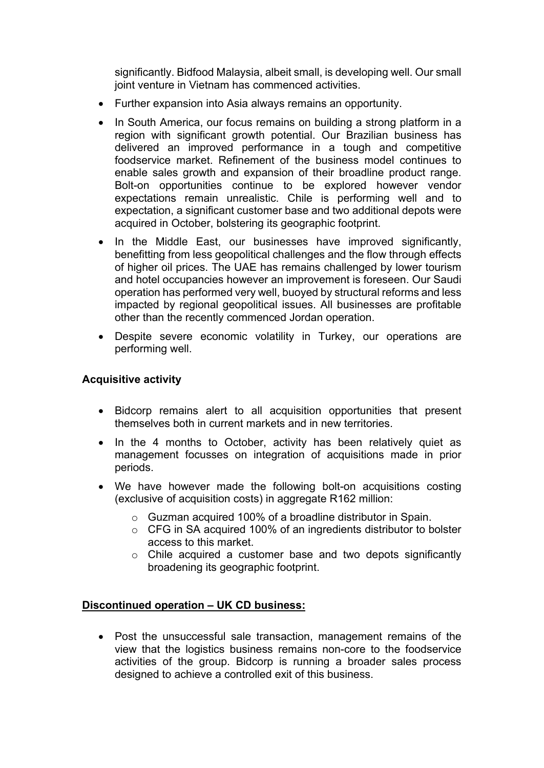significantly. Bidfood Malaysia, albeit small, is developing well. Our small joint venture in Vietnam has commenced activities.

- Further expansion into Asia always remains an opportunity.
- In South America, our focus remains on building a strong platform in a region with significant growth potential. Our Brazilian business has delivered an improved performance in a tough and competitive foodservice market. Refinement of the business model continues to enable sales growth and expansion of their broadline product range. Bolt-on opportunities continue to be explored however vendor expectations remain unrealistic. Chile is performing well and to expectation, a significant customer base and two additional depots were acquired in October, bolstering its geographic footprint.
- In the Middle East, our businesses have improved significantly, benefitting from less geopolitical challenges and the flow through effects of higher oil prices. The UAE has remains challenged by lower tourism and hotel occupancies however an improvement is foreseen. Our Saudi operation has performed very well, buoyed by structural reforms and less impacted by regional geopolitical issues. All businesses are profitable other than the recently commenced Jordan operation.
- Despite severe economic volatility in Turkey, our operations are performing well.

**Acquisitive activity**

- Bidcorp remains alert to all acquisition opportunities that present themselves both in current markets and in new territories.
- In the 4 months to October, activity has been relatively quiet as management focusses on integration of acquisitions made in prior periods.
- We have however made the following bolt-on acquisitions costing (exclusive of acquisition costs) in aggregate R162 million:
    - Guzman acquired 100% of a broadline distributor in Spain.
    - CFG in SA acquired 100% of an ingredients distributor to bolster access to this market.
    - Chile acquired a customer base and two depots significantly broadening its geographic footprint.

**Discontinued operation – UK CD business:**

- Post the unsuccessful sale transaction, management remains of the view that the logistics business remains non-core to the foodservice activities of the group. Bidcorp is running a broader sales process designed to achieve a controlled exit of this business.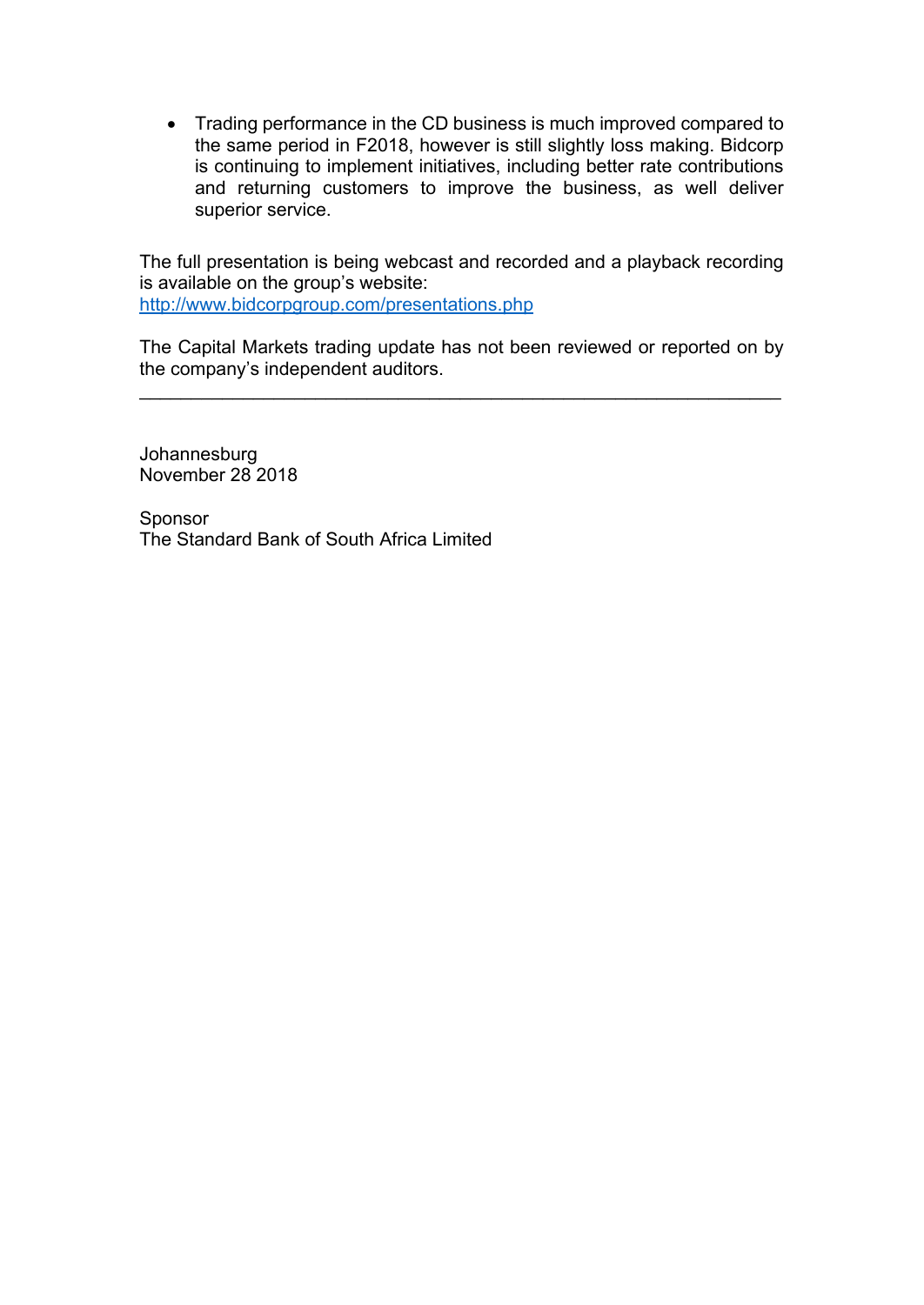- Trading performance in the CD business is much improved compared to the same period in F2018, however is still slightly loss making. Bidcorp is continuing to implement initiatives, including better rate contributions and returning customers to improve the business, as well deliver superior service.

The full presentation is being webcast and recorded and a playback recording is available on the group's website: [http://www.bidcorpgroup.com/presentations.php](http://www.bidcorpgroup.com/presentations.php)

The Capital Markets trading update has not been reviewed or reported on by the company's independent auditors.

---

Johannesburg
November 28 2018

Sponsor
The Standard Bank of South Africa Limited